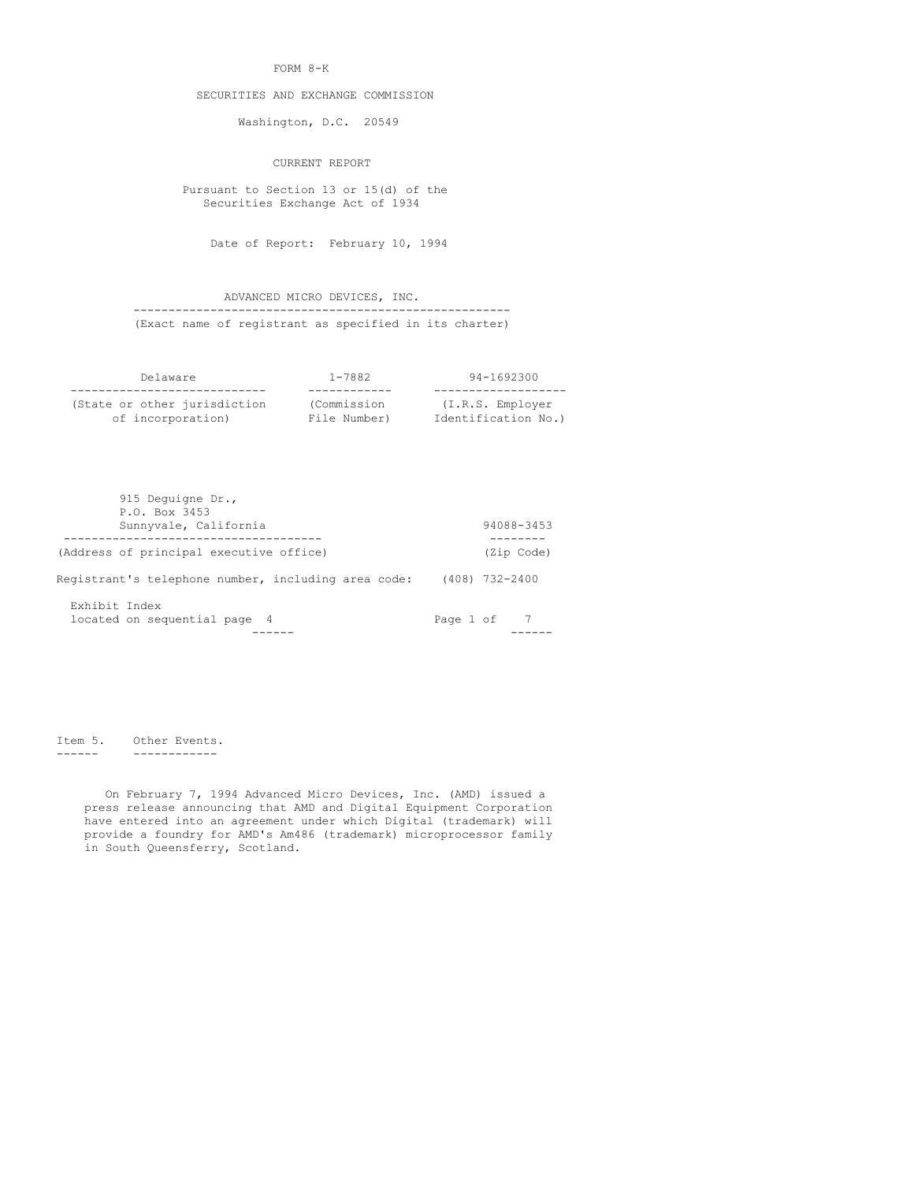FORM 8-K

SECURITIES AND EXCHANGE COMMISSION

Washington, D.C. 20549

CURRENT REPORT

Pursuant to Section 13 or 15(d) of the Securities Exchange Act of 1934

Date of Report: February 10, 1994

ADVANCED MICRO DEVICES, INC.

(Exact name of registrant as specified in its charter)

| | | |
|---|---|---|
| Delaware | 1-7882 | 94-1692300 |
| (State or other jurisdiction of incorporation) | (Commission File Number) | (I.R.S. Employer Identification No.) |

| | |
|---|---|
| 915 Deguigne Dr., P.O. Box 3453 Sunnyvale, California | 94088-3453 |
| (Address of principal executive office) | (Zip Code) |

Registrant's telephone number, including area code: (408) 732-2400

Exhibit Index located on sequential page 4

Item 5. Other Events.

On February 7, 1994 Advanced Micro Devices, Inc. (AMD) issued a press release announcing that AMD and Digital Equipment Corporation have entered into an agreement under which Digital (trademark) will provide a foundry for AMD's Am486 (trademark) microprocessor family in South Queensferry, Scotland.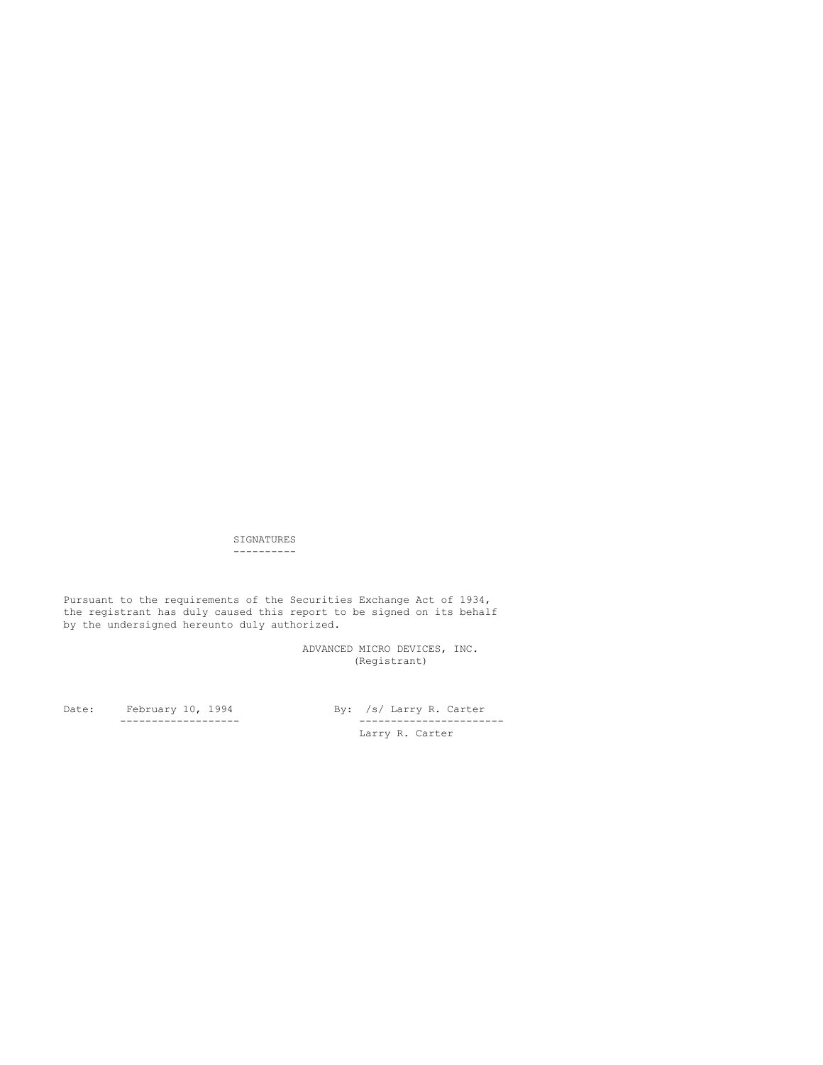## SIGNATURES

Pursuant to the requirements of the Securities Exchange Act of 1934, the registrant has duly caused this report to be signed on its behalf by the undersigned hereunto duly authorized.

ADVANCED MICRO DEVICES, INC.
(Registrant)

Date: February 10, 1994

By: /s/ Larry R. Carter

Larry R. Carter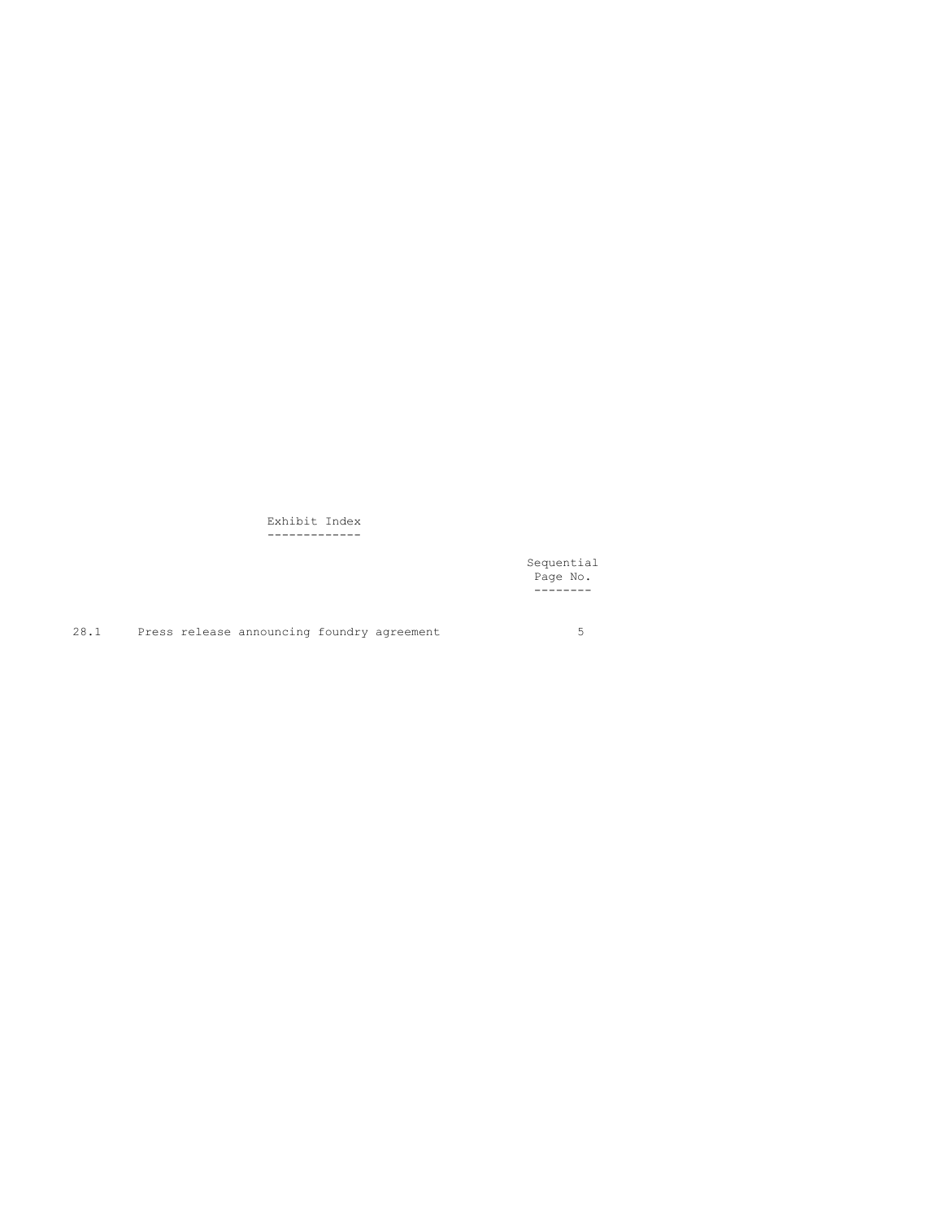## Exhibit Index

| | | Sequential Page No. |
|---|---|---|
| 28.1 | Press release announcing foundry agreement | 5 |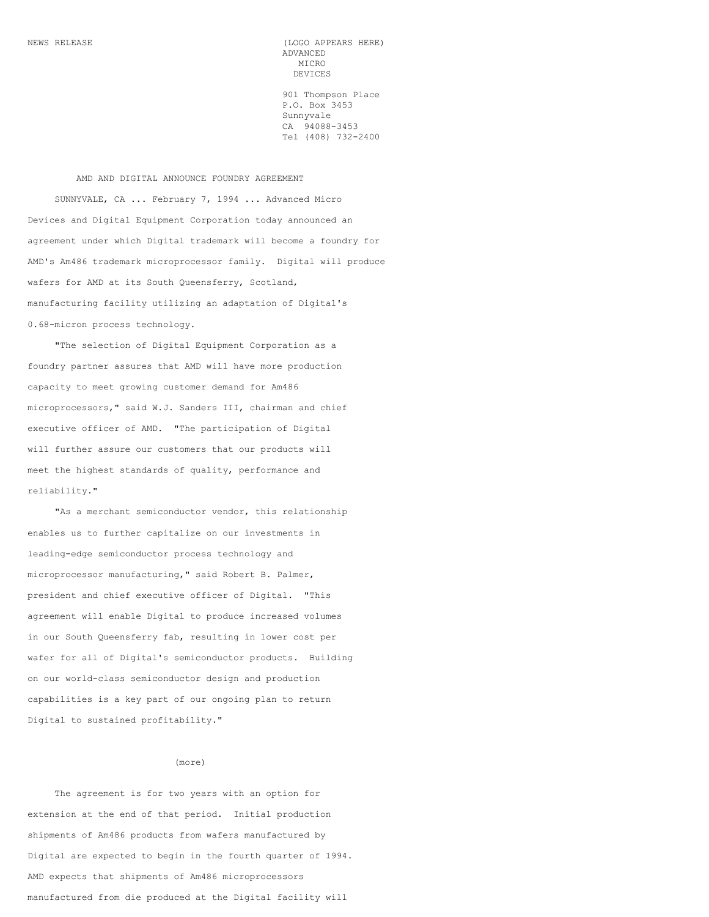NEWS RELEASE

(LOGO APPEARS HERE)
ADVANCED
MICRO
DEVICES

901 Thompson Place
P.O. Box 3453
Sunnyvale
CA 94088-3453
Tel (408) 732-2400

# AMD AND DIGITAL ANNOUNCE FOUNDRY AGREEMENT

SUNNYVALE, CA ... February 7, 1994 ... Advanced Micro Devices and Digital Equipment Corporation today announced an agreement under which Digital trademark will become a foundry for AMD's Am486 trademark microprocessor family. Digital will produce wafers for AMD at its South Queensferry, Scotland, manufacturing facility utilizing an adaptation of Digital's 0.68-micron process technology.

"The selection of Digital Equipment Corporation as a foundry partner assures that AMD will have more production capacity to meet growing customer demand for Am486 microprocessors," said W.J. Sanders III, chairman and chief executive officer of AMD. "The participation of Digital will further assure our customers that our products will meet the highest standards of quality, performance and reliability."

"As a merchant semiconductor vendor, this relationship enables us to further capitalize on our investments in leading-edge semiconductor process technology and microprocessor manufacturing," said Robert B. Palmer, president and chief executive officer of Digital. "This agreement will enable Digital to produce increased volumes in our South Queensferry fab, resulting in lower cost per wafer for all of Digital's semiconductor products. Building on our world-class semiconductor design and production capabilities is a key part of our ongoing plan to return Digital to sustained profitability."

(more)

The agreement is for two years with an option for extension at the end of that period. Initial production shipments of Am486 products from wafers manufactured by Digital are expected to begin in the fourth quarter of 1994. AMD expects that shipments of Am486 microprocessors manufactured from die produced at the Digital facility will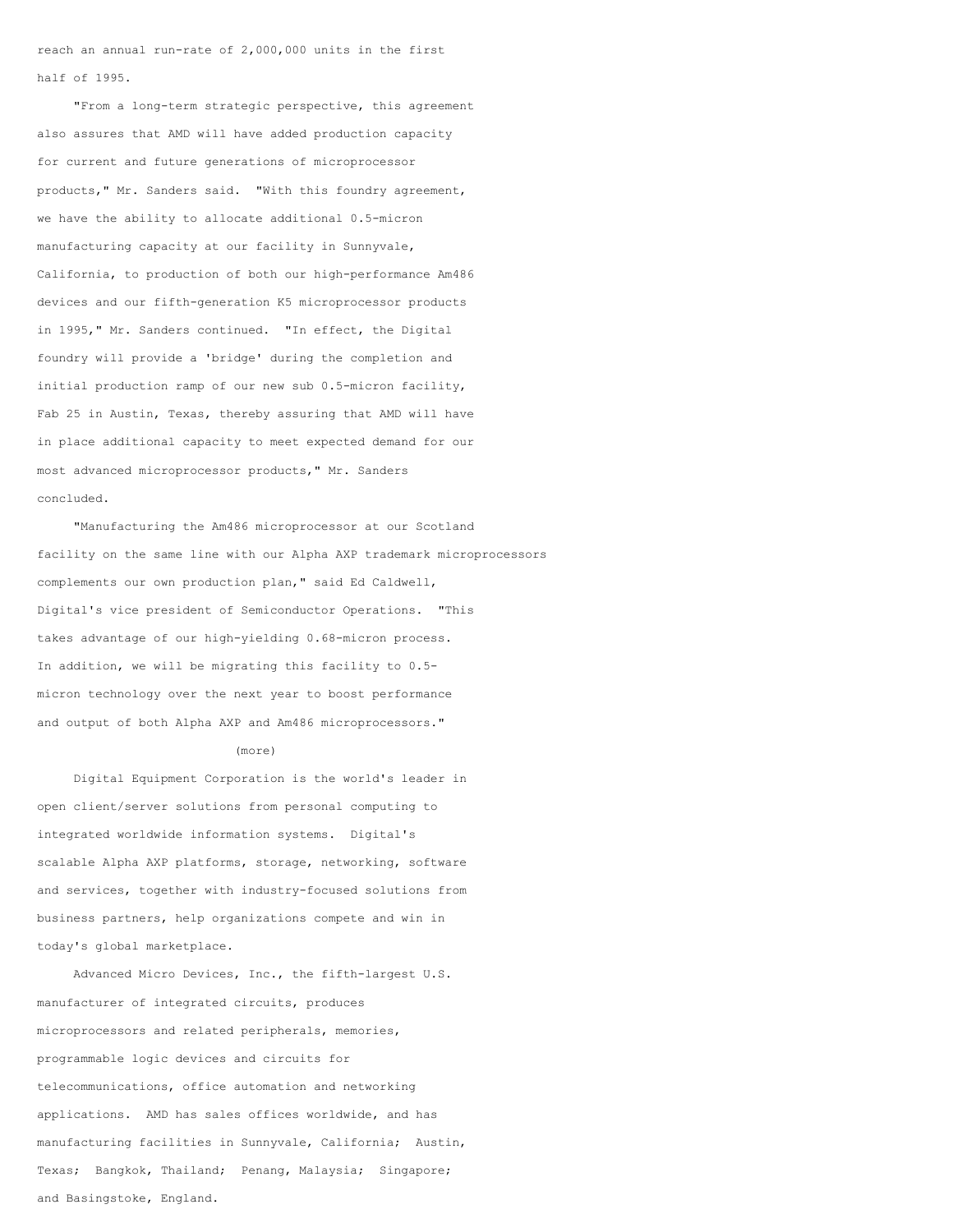reach an annual run-rate of 2,000,000 units in the first half of 1995.

"From a long-term strategic perspective, this agreement also assures that AMD will have added production capacity for current and future generations of microprocessor products," Mr. Sanders said. "With this foundry agreement, we have the ability to allocate additional 0.5-micron manufacturing capacity at our facility in Sunnyvale, California, to production of both our high-performance Am486 devices and our fifth-generation K5 microprocessor products in 1995," Mr. Sanders continued. "In effect, the Digital foundry will provide a 'bridge' during the completion and initial production ramp of our new sub 0.5-micron facility, Fab 25 in Austin, Texas, thereby assuring that AMD will have in place additional capacity to meet expected demand for our most advanced microprocessor products," Mr. Sanders concluded.

"Manufacturing the Am486 microprocessor at our Scotland facility on the same line with our Alpha AXP trademark microprocessors complements our own production plan," said Ed Caldwell, Digital's vice president of Semiconductor Operations. "This takes advantage of our high-yielding 0.68-micron process. In addition, we will be migrating this facility to 0.5-micron technology over the next year to boost performance and output of both Alpha AXP and Am486 microprocessors."

(more)

Digital Equipment Corporation is the world's leader in open client/server solutions from personal computing to integrated worldwide information systems. Digital's scalable Alpha AXP platforms, storage, networking, software and services, together with industry-focused solutions from business partners, help organizations compete and win in today's global marketplace.

Advanced Micro Devices, Inc., the fifth-largest U.S. manufacturer of integrated circuits, produces microprocessors and related peripherals, memories, programmable logic devices and circuits for telecommunications, office automation and networking applications. AMD has sales offices worldwide, and has manufacturing facilities in Sunnyvale, California; Austin, Texas; Bangkok, Thailand; Penang, Malaysia; Singapore; and Basingstoke, England.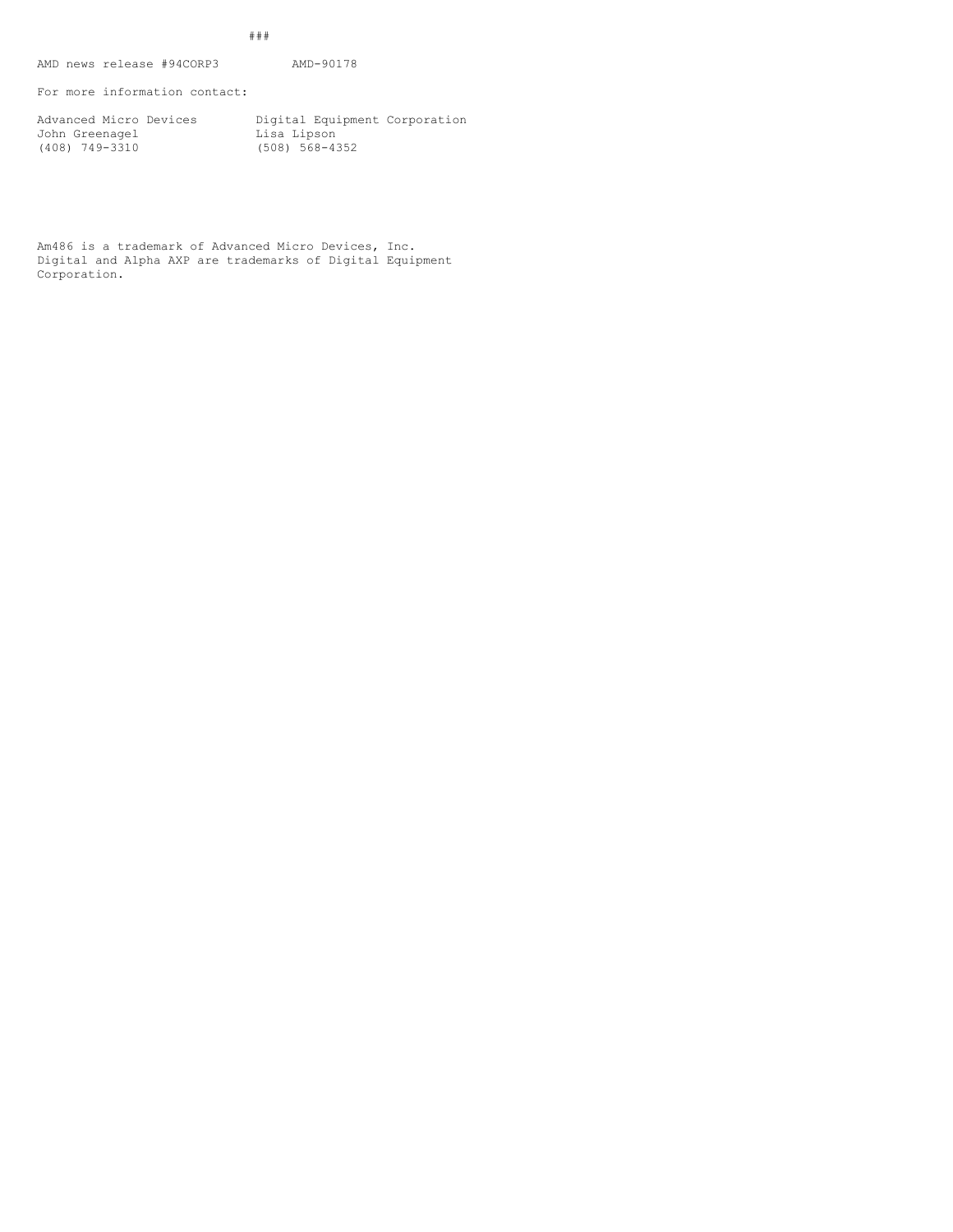###

AMD news release #94CORP3          AMD-90178

For more information contact:

| | |
|---|---|
| Advanced Micro Devices | Digital Equipment Corporation |
| John Greenagel | Lisa Lipson |
| (408) 749-3310 | (508) 568-4352 |

Am486 is a trademark of Advanced Micro Devices, Inc.
Digital and Alpha AXP are trademarks of Digital Equipment Corporation.